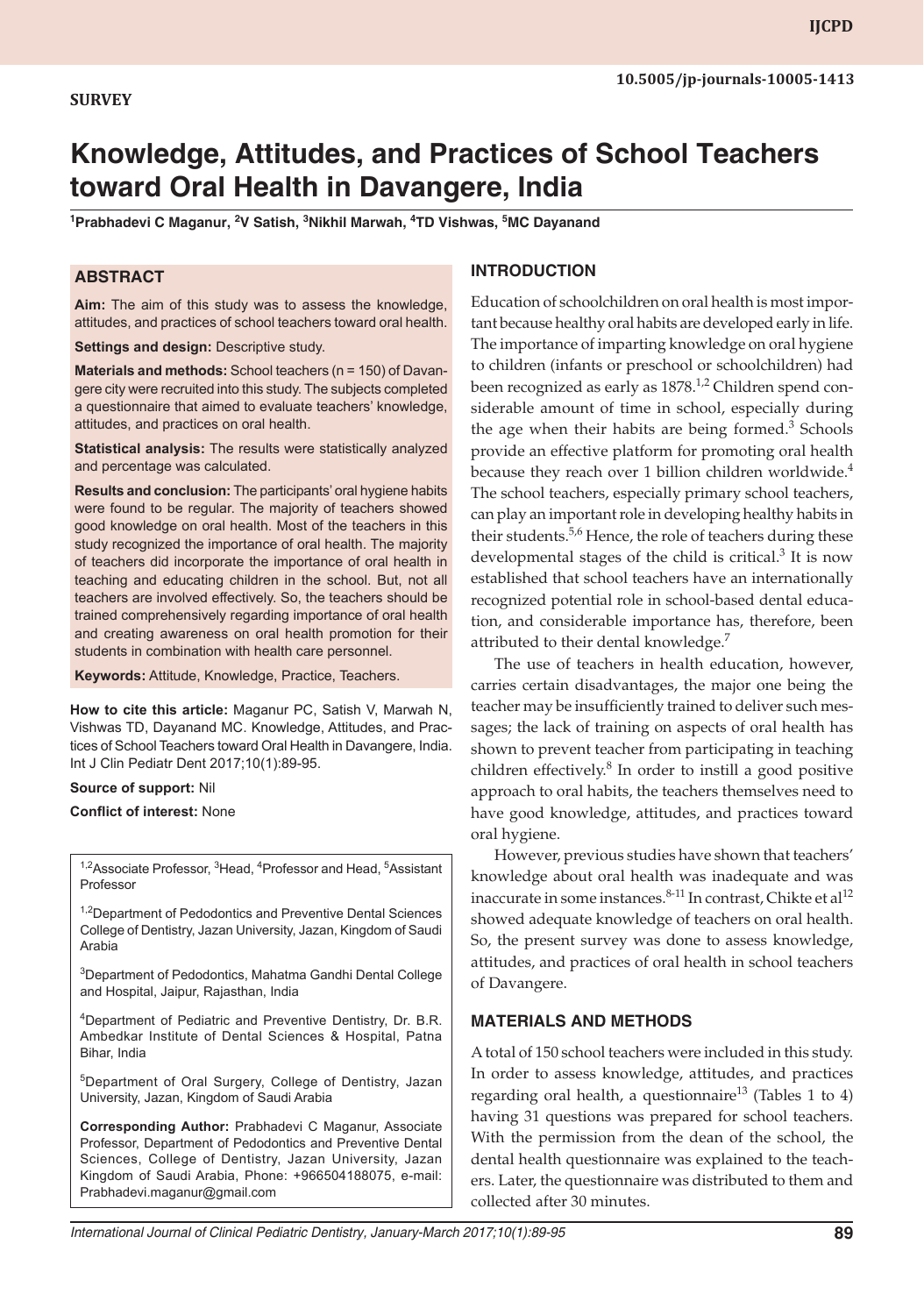SURVEY

10.5005/jp-journals-10005-1413

# Knowledge, Attitudes, and Practices of School Teachers toward Oral Health in Davangere, India

[1]Prabhadevi C Maganur, [2]V Satish, [3]Nikhil Marwah, [4]TD Vishwas, [5]MC Dayanand

## ABSTRACT

**Aim:** The aim of this study was to assess the knowledge, attitudes, and practices of school teachers toward oral health.

**Settings and design:** Descriptive study.

**Materials and methods:** School teachers (n = 150) of Davangere city were recruited into this study. The subjects completed a questionnaire that aimed to evaluate teachers' knowledge, attitudes, and practices on oral health.

**Statistical analysis:** The results were statistically analyzed and percentage was calculated.

**Results and conclusion:** The participants' oral hygiene habits were found to be regular. The majority of teachers showed good knowledge on oral health. Most of the teachers in this study recognized the importance of oral health. The majority of teachers did incorporate the importance of oral health in teaching and educating children in the school. But, not all teachers are involved effectively. So, the teachers should be trained comprehensively regarding importance of oral health and creating awareness on oral health promotion for their students in combination with health care personnel.

**Keywords:** Attitude, Knowledge, Practice, Teachers.

**How to cite this article:** Maganur PC, Satish V, Marwah N, Vishwas TD, Dayanand MC. Knowledge, Attitudes, and Practices of School Teachers toward Oral Health in Davangere, India. Int J Clin Pediatr Dent 2017;10(1):89-95.

**Source of support:** Nil

**Conflict of interest:** None

[1,2]Associate Professor, [3]Head, [4]Professor and Head, [5]Assistant Professor

[1,2]Department of Pedodontics and Preventive Dental Sciences College of Dentistry, Jazan University, Jazan, Kingdom of Saudi Arabia

[3]Department of Pedodontics, Mahatma Gandhi Dental College and Hospital, Jaipur, Rajasthan, India

[4]Department of Pediatric and Preventive Dentistry, Dr. B.R. Ambedkar Institute of Dental Sciences & Hospital, Patna Bihar, India

[5]Department of Oral Surgery, College of Dentistry, Jazan University, Jazan, Kingdom of Saudi Arabia

**Corresponding Author:** Prabhadevi C Maganur, Associate Professor, Department of Pedodontics and Preventive Dental Sciences, College of Dentistry, Jazan University, Jazan Kingdom of Saudi Arabia, Phone: +966504188075, e-mail: Prabhadevi.maganur@gmail.com

## INTRODUCTION

Education of schoolchildren on oral health is most important because healthy oral habits are developed early in life. The importance of imparting knowledge on oral hygiene to children (infants or preschool or schoolchildren) had been recognized as early as 1878.[1,2] Children spend considerable amount of time in school, especially during the age when their habits are being formed.[3] Schools provide an effective platform for promoting oral health because they reach over 1 billion children worldwide.[4] The school teachers, especially primary school teachers, can play an important role in developing healthy habits in their students.[5,6] Hence, the role of teachers during these developmental stages of the child is critical.[3] It is now established that school teachers have an internationally recognized potential role in school-based dental education, and considerable importance has, therefore, been attributed to their dental knowledge.[7]

The use of teachers in health education, however, carries certain disadvantages, the major one being the teacher may be insufficiently trained to deliver such messages; the lack of training on aspects of oral health has shown to prevent teacher from participating in teaching children effectively.[8] In order to instill a good positive approach to oral habits, the teachers themselves need to have good knowledge, attitudes, and practices toward oral hygiene.

However, previous studies have shown that teachers' knowledge about oral health was inadequate and was inaccurate in some instances.[8-11] In contrast, Chikte et al[12] showed adequate knowledge of teachers on oral health. So, the present survey was done to assess knowledge, attitudes, and practices of oral health in school teachers of Davangere.

## MATERIALS AND METHODS

A total of 150 school teachers were included in this study. In order to assess knowledge, attitudes, and practices regarding oral health, a questionnaire[13] (Tables 1 to 4) having 31 questions was prepared for school teachers. With the permission from the dean of the school, the dental health questionnaire was explained to the teachers. Later, the questionnaire was distributed to them and collected after 30 minutes.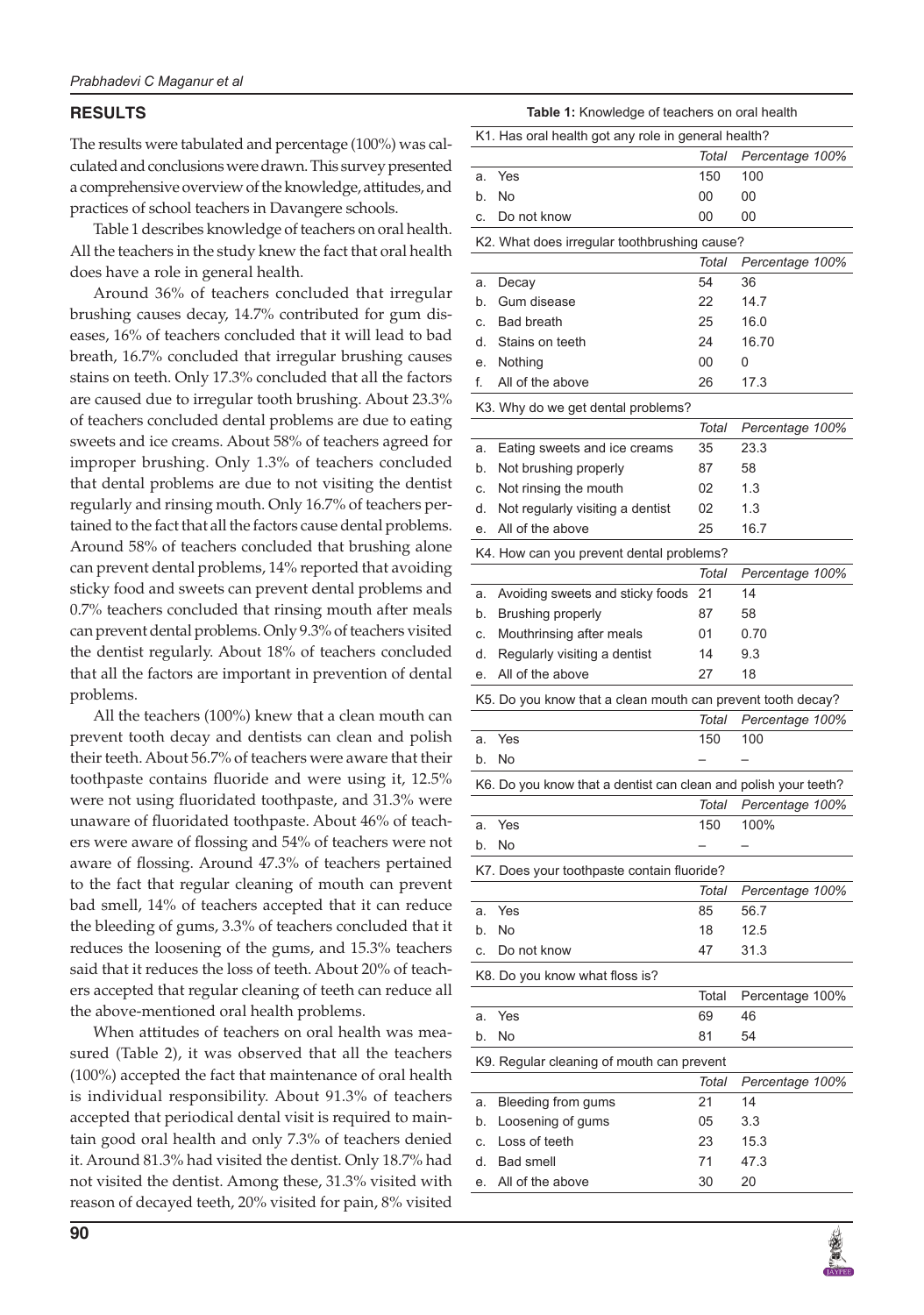## RESULTS

The results were tabulated and percentage (100%) was calculated and conclusions were drawn. This survey presented a comprehensive overview of the knowledge, attitudes, and practices of school teachers in Davangere schools.

Table 1 describes knowledge of teachers on oral health. All the teachers in the study knew the fact that oral health does have a role in general health.

Around 36% of teachers concluded that irregular brushing causes decay, 14.7% contributed for gum diseases, 16% of teachers concluded that it will lead to bad breath, 16.7% concluded that irregular brushing causes stains on teeth. Only 17.3% concluded that all the factors are caused due to irregular tooth brushing. About 23.3% of teachers concluded dental problems are due to eating sweets and ice creams. About 58% of teachers agreed for improper brushing. Only 1.3% of teachers concluded that dental problems are due to not visiting the dentist regularly and rinsing mouth. Only 16.7% of teachers pertained to the fact that all the factors cause dental problems. Around 58% of teachers concluded that brushing alone can prevent dental problems, 14% reported that avoiding sticky food and sweets can prevent dental problems and 0.7% teachers concluded that rinsing mouth after meals can prevent dental problems. Only 9.3% of teachers visited the dentist regularly. About 18% of teachers concluded that all the factors are important in prevention of dental problems.

All the teachers (100%) knew that a clean mouth can prevent tooth decay and dentists can clean and polish their teeth. About 56.7% of teachers were aware that their toothpaste contains fluoride and were using it, 12.5% were not using fluoridated toothpaste, and 31.3% were unaware of fluoridated toothpaste. About 46% of teachers were aware of flossing and 54% of teachers were not aware of flossing. Around 47.3% of teachers pertained to the fact that regular cleaning of mouth can prevent bad smell, 14% of teachers accepted that it can reduce the bleeding of gums, 3.3% of teachers concluded that it reduces the loosening of the gums, and 15.3% teachers said that it reduces the loss of teeth. About 20% of teachers accepted that regular cleaning of teeth can reduce all the above-mentioned oral health problems.

When attitudes of teachers on oral health was measured (Table 2), it was observed that all the teachers (100%) accepted the fact that maintenance of oral health is individual responsibility. About 91.3% of teachers accepted that periodical dental visit is required to maintain good oral health and only 7.3% of teachers denied it. Around 81.3% had visited the dentist. Only 18.7% had not visited the dentist. Among these, 31.3% visited with reason of decayed teeth, 20% visited for pain, 8% visited

**Table 1:** Knowledge of teachers on oral health

| | | Total | Percentage 100% |
|---|---|---|---|
| **K1. Has oral health got any role in general health?** | | | |
| a. | Yes | 150 | 100 |
| b. | No | 00 | 00 |
| c. | Do not know | 00 | 00 |
| **K2. What does irregular toothbrushing cause?** | | | |
| a. | Decay | 54 | 36 |
| b. | Gum disease | 22 | 14.7 |
| c. | Bad breath | 25 | 16.0 |
| d. | Stains on teeth | 24 | 16.70 |
| e. | Nothing | 00 | 0 |
| f. | All of the above | 26 | 17.3 |
| **K3. Why do we get dental problems?** | | | |
| a. | Eating sweets and ice creams | 35 | 23.3 |
| b. | Not brushing properly | 87 | 58 |
| c. | Not rinsing the mouth | 02 | 1.3 |
| d. | Not regularly visiting a dentist | 02 | 1.3 |
| e. | All of the above | 25 | 16.7 |
| **K4. How can you prevent dental problems?** | | | |
| a. | Avoiding sweets and sticky foods | 21 | 14 |
| b. | Brushing properly | 87 | 58 |
| c. | Mouthrinsing after meals | 01 | 0.70 |
| d. | Regularly visiting a dentist | 14 | 9.3 |
| e. | All of the above | 27 | 18 |
| **K5. Do you know that a clean mouth can prevent tooth decay?** | | | |
| a. | Yes | 150 | 100 |
| b. | No | – | – |
| **K6. Do you know that a dentist can clean and polish your teeth?** | | | |
| a. | Yes | 150 | 100% |
| b. | No | – | – |
| **K7. Does your toothpaste contain fluoride?** | | | |
| a. | Yes | 85 | 56.7 |
| b. | No | 18 | 12.5 |
| c. | Do not know | 47 | 31.3 |
| **K8. Do you know what floss is?** | | | |
| a. | Yes | 69 | 46 |
| b. | No | 81 | 54 |
| **K9. Regular cleaning of mouth can prevent** | | | |
| a. | Bleeding from gums | 21 | 14 |
| b. | Loosening of gums | 05 | 3.3 |
| c. | Loss of teeth | 23 | 15.3 |
| d. | Bad smell | 71 | 47.3 |
| e. | All of the above | 30 | 20 |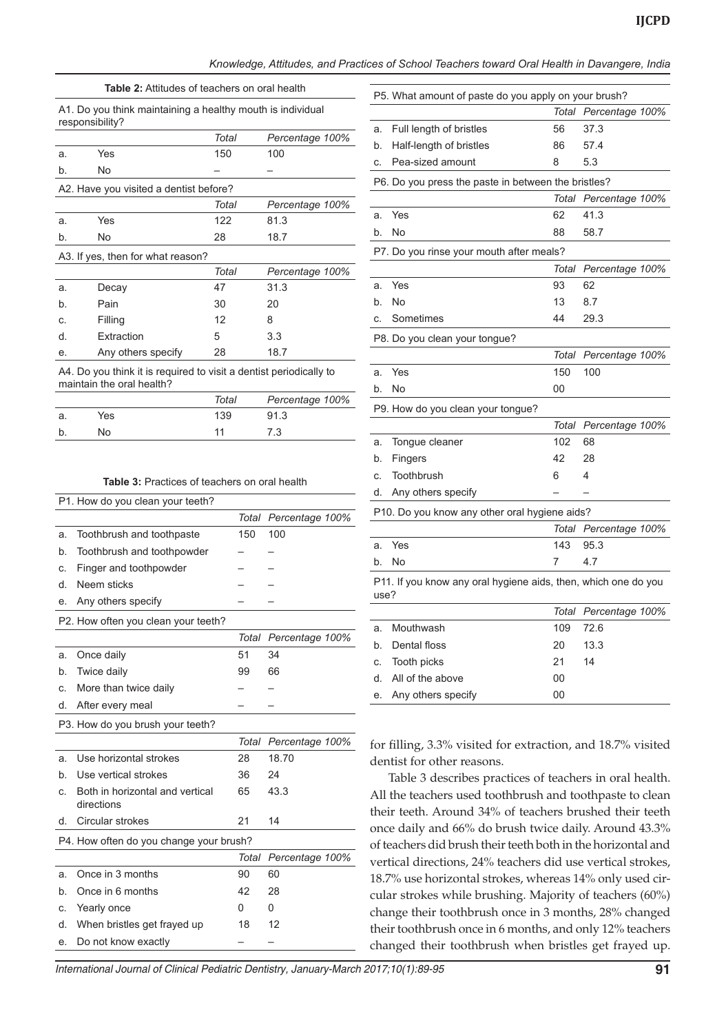**Table 2:** Attitudes of teachers on oral health

| A1. Do you think maintaining a healthy mouth is individual responsibility? | | | |
|---|---|---|---|
| | | *Total* | *Percentage 100%* |
| a. | Yes | 150 | 100 |
| b. | No | – | – |

| A2. Have you visited a dentist before? | | | |
|---|---|---|---|
| | | *Total* | *Percentage 100%* |
| a. | Yes | 122 | 81.3 |
| b. | No | 28 | 18.7 |

| A3. If yes, then for what reason? | | | |
|---|---|---|---|
| | | *Total* | *Percentage 100%* |
| a. | Decay | 47 | 31.3 |
| b. | Pain | 30 | 20 |
| c. | Filling | 12 | 8 |
| d. | Extraction | 5 | 3.3 |
| e. | Any others specify | 28 | 18.7 |

| A4. Do you think it is required to visit a dentist periodically to maintain the oral health? | | | |
|---|---|---|---|
| | | *Total* | *Percentage 100%* |
| a. | Yes | 139 | 91.3 |
| b. | No | 11 | 7.3 |

**Table 3:** Practices of teachers on oral health

| P1. How do you clean your teeth? | | | |
|---|---|---|---|
| | | *Total* | *Percentage 100%* |
| a. | Toothbrush and toothpaste | 150 | 100 |
| b. | Toothbrush and toothpowder | – | – |
| c. | Finger and toothpowder | – | – |
| d. | Neem sticks | – | – |
| e. | Any others specify | – | – |

| P2. How often you clean your teeth? | | | |
|---|---|---|---|
| | | *Total* | *Percentage 100%* |
| a. | Once daily | 51 | 34 |
| b. | Twice daily | 99 | 66 |
| c. | More than twice daily | – | – |
| d. | After every meal | – | – |

| P3. How do you brush your teeth? | | | |
|---|---|---|---|
| | | *Total* | *Percentage 100%* |
| a. | Use horizontal strokes | 28 | 18.70 |
| b. | Use vertical strokes | 36 | 24 |
| c. | Both in horizontal and vertical directions | 65 | 43.3 |
| d. | Circular strokes | 21 | 14 |

| P4. How often do you change your brush? | | | |
|---|---|---|---|
| | | *Total* | *Percentage 100%* |
| a. | Once in 3 months | 90 | 60 |
| b. | Once in 6 months | 42 | 28 |
| c. | Yearly once | 0 | 0 |
| d. | When bristles get frayed up | 18 | 12 |
| e. | Do not know exactly | – | – |

| P5. What amount of paste do you apply on your brush? | | | |
|---|---|---|---|
| | | *Total* | *Percentage 100%* |
| a. | Full length of bristles | 56 | 37.3 |
| b. | Half-length of bristles | 86 | 57.4 |
| c. | Pea-sized amount | 8 | 5.3 |

| P6. Do you press the paste in between the bristles? | | | |
|---|---|---|---|
| | | *Total* | *Percentage 100%* |
| a. | Yes | 62 | 41.3 |
| b. | No | 88 | 58.7 |

| P7. Do you rinse your mouth after meals? | | | |
|---|---|---|---|
| | | *Total* | *Percentage 100%* |
| a. | Yes | 93 | 62 |
| b. | No | 13 | 8.7 |
| c. | Sometimes | 44 | 29.3 |

| P8. Do you clean your tongue? | | | |
|---|---|---|---|
| | | *Total* | *Percentage 100%* |
| a. | Yes | 150 | 100 |
| b. | No | 00 | |

| P9. How do you clean your tongue? | | | |
|---|---|---|---|
| | | *Total* | *Percentage 100%* |
| a. | Tongue cleaner | 102 | 68 |
| b. | Fingers | 42 | 28 |
| c. | Toothbrush | 6 | 4 |
| d. | Any others specify | – | – |

| P10. Do you know any other oral hygiene aids? | | | |
|---|---|---|---|
| | | *Total* | *Percentage 100%* |
| a. | Yes | 143 | 95.3 |
| b. | No | 7 | 4.7 |

| P11. If you know any oral hygiene aids, then, which one do you use? | | | |
|---|---|---|---|
| | | *Total* | *Percentage 100%* |
| a. | Mouthwash | 109 | 72.6 |
| b. | Dental floss | 20 | 13.3 |
| c. | Tooth picks | 21 | 14 |
| d. | All of the above | 00 | |
| e. | Any others specify | 00 | |

for filling, 3.3% visited for extraction, and 18.7% visited dentist for other reasons.

Table 3 describes practices of teachers in oral health. All the teachers used toothbrush and toothpaste to clean their teeth. Around 34% of teachers brushed their teeth once daily and 66% do brush twice daily. Around 43.3% of teachers did brush their teeth both in the horizontal and vertical directions, 24% teachers did use vertical strokes, 18.7% use horizontal strokes, whereas 14% only used circular strokes while brushing. Majority of teachers (60%) change their toothbrush once in 3 months, 28% changed their toothbrush once in 6 months, and only 12% teachers changed their toothbrush when bristles get frayed up.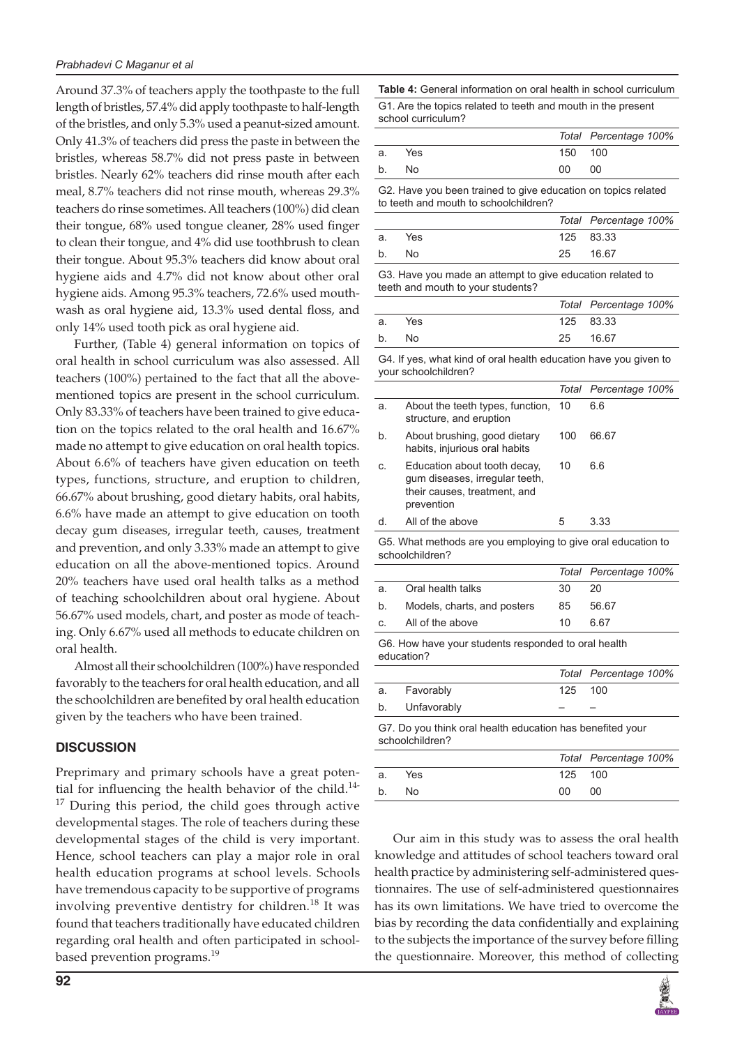Around 37.3% of teachers apply the toothpaste to the full length of bristles, 57.4% did apply toothpaste to half-length of the bristles, and only 5.3% used a peanut-sized amount. Only 41.3% of teachers did press the paste in between the bristles, whereas 58.7% did not press paste in between bristles. Nearly 62% teachers did rinse mouth after each meal, 8.7% teachers did not rinse mouth, whereas 29.3% teachers do rinse sometimes. All teachers (100%) did clean their tongue, 68% used tongue cleaner, 28% used finger to clean their tongue, and 4% did use toothbrush to clean their tongue. About 95.3% teachers did know about oral hygiene aids and 4.7% did not know about other oral hygiene aids. Among 95.3% teachers, 72.6% used mouthwash as oral hygiene aid, 13.3% used dental floss, and only 14% used tooth pick as oral hygiene aid.

Further, (Table 4) general information on topics of oral health in school curriculum was also assessed. All teachers (100%) pertained to the fact that all the above-mentioned topics are present in the school curriculum. Only 83.33% of teachers have been trained to give education on the topics related to the oral health and 16.67% made no attempt to give education on oral health topics. About 6.6% of teachers have given education on teeth types, functions, structure, and eruption to children, 66.67% about brushing, good dietary habits, oral habits, 6.6% have made an attempt to give education on tooth decay gum diseases, irregular teeth, causes, treatment and prevention, and only 3.33% made an attempt to give education on all the above-mentioned topics. Around 20% teachers have used oral health talks as a method of teaching schoolchildren about oral hygiene. About 56.67% used models, chart, and poster as mode of teaching. Only 6.67% used all methods to educate children on oral health.

Almost all their schoolchildren (100%) have responded favorably to the teachers for oral health education, and all the schoolchildren are benefited by oral health education given by the teachers who have been trained.

**Table 4:** General information on oral health in school curriculum

| | | *Total* | *Percentage 100%* |
|---|---|---|---|
| **G1. Are the topics related to teeth and mouth in the present school curriculum?** | | | |
| a. | Yes | 150 | 100 |
| b. | No | 00 | 00 |
| **G2. Have you been trained to give education on topics related to teeth and mouth to schoolchildren?** | | | |
| a. | Yes | 125 | 83.33 |
| b. | No | 25 | 16.67 |
| **G3. Have you made an attempt to give education related to teeth and mouth to your students?** | | | |
| a. | Yes | 125 | 83.33 |
| b. | No | 25 | 16.67 |
| **G4. If yes, what kind of oral health education have you given to your schoolchildren?** | | | |
| a. | About the teeth types, function, structure, and eruption | 10 | 6.6 |
| b. | About brushing, good dietary habits, injurious oral habits | 100 | 66.67 |
| c. | Education about tooth decay, gum diseases, irregular teeth, their causes, treatment, and prevention | 10 | 6.6 |
| d. | All of the above | 5 | 3.33 |
| **G5. What methods are you employing to give oral education to schoolchildren?** | | | |
| a. | Oral health talks | 30 | 20 |
| b. | Models, charts, and posters | 85 | 56.67 |
| c. | All of the above | 10 | 6.67 |
| **G6. How have your students responded to oral health education?** | | | |
| a. | Favorably | 125 | 100 |
| b. | Unfavorably | – | – |
| **G7. Do you think oral health education has benefited your schoolchildren?** | | | |
| a. | Yes | 125 | 100 |
| b. | No | 00 | 00 |

## DISCUSSION

Preprimary and primary schools have a great potential for influencing the health behavior of the child.[14-17] During this period, the child goes through active developmental stages. The role of teachers during these developmental stages of the child is very important. Hence, school teachers can play a major role in oral health education programs at school levels. Schools have tremendous capacity to be supportive of programs involving preventive dentistry for children.[18] It was found that teachers traditionally have educated children regarding oral health and often participated in school-based prevention programs.[19]

Our aim in this study was to assess the oral health knowledge and attitudes of school teachers toward oral health practice by administering self-administered questionnaires. The use of self-administered questionnaires has its own limitations. We have tried to overcome the bias by recording the data confidentially and explaining to the subjects the importance of the survey before filling the questionnaire. Moreover, this method of collecting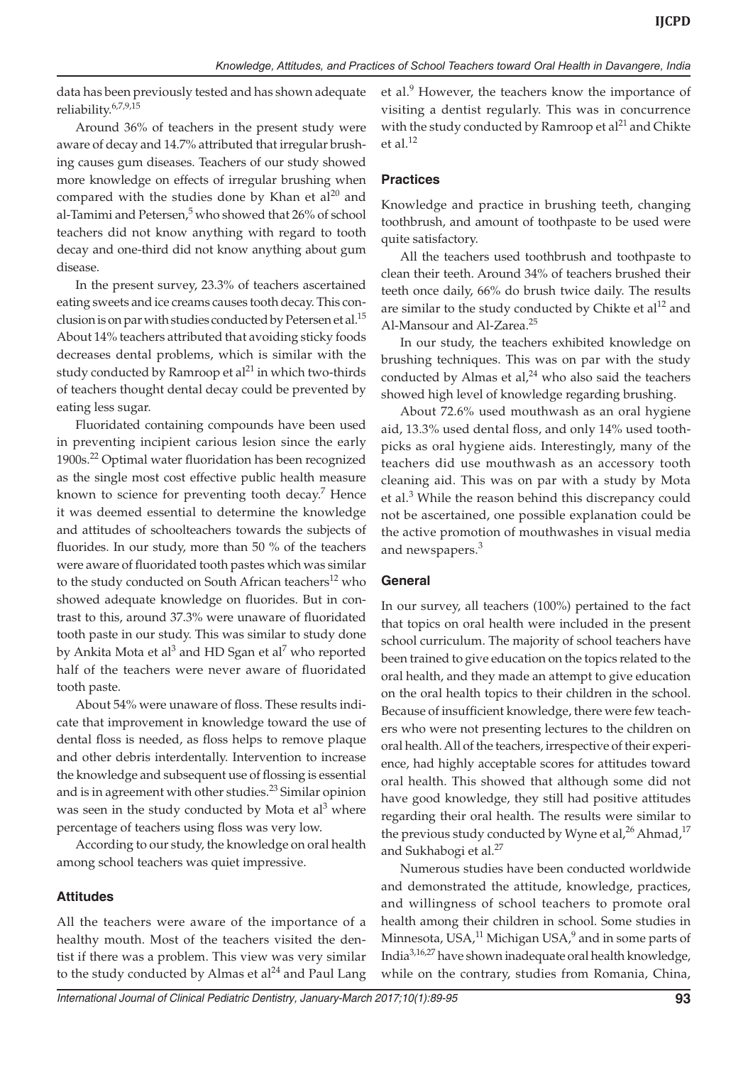data has been previously tested and has shown adequate reliability.[6,7,9,15]

Around 36% of teachers in the present study were aware of decay and 14.7% attributed that irregular brushing causes gum diseases. Teachers of our study showed more knowledge on effects of irregular brushing when compared with the studies done by Khan et al[20] and al-Tamimi and Petersen,[5] who showed that 26% of school teachers did not know anything with regard to tooth decay and one-third did not know anything about gum disease.

In the present survey, 23.3% of teachers ascertained eating sweets and ice creams causes tooth decay. This conclusion is on par with studies conducted by Petersen et al.[15] About 14% teachers attributed that avoiding sticky foods decreases dental problems, which is similar with the study conducted by Ramroop et al[21] in which two-thirds of teachers thought dental decay could be prevented by eating less sugar.

Fluoridated containing compounds have been used in preventing incipient carious lesion since the early 1900s.[22] Optimal water fluoridation has been recognized as the single most cost effective public health measure known to science for preventing tooth decay.[7] Hence it was deemed essential to determine the knowledge and attitudes of schoolteachers towards the subjects of fluorides. In our study, more than 50 % of the teachers were aware of fluoridated tooth pastes which was similar to the study conducted on South African teachers[12] who showed adequate knowledge on fluorides. But in contrast to this, around 37.3% were unaware of fluoridated tooth paste in our study. This was similar to study done by Ankita Mota et al[3] and HD Sgan et al[7] who reported half of the teachers were never aware of fluoridated tooth paste.

About 54% were unaware of floss. These results indicate that improvement in knowledge toward the use of dental floss is needed, as floss helps to remove plaque and other debris interdentally. Intervention to increase the knowledge and subsequent use of flossing is essential and is in agreement with other studies.[23] Similar opinion was seen in the study conducted by Mota et al[3] where percentage of teachers using floss was very low.

According to our study, the knowledge on oral health among school teachers was quiet impressive.

### Attitudes

All the teachers were aware of the importance of a healthy mouth. Most of the teachers visited the dentist if there was a problem. This view was very similar to the study conducted by Almas et al[24] and Paul Lang et al.[9] However, the teachers know the importance of visiting a dentist regularly. This was in concurrence with the study conducted by Ramroop et al[21] and Chikte et al.[12]

### Practices

Knowledge and practice in brushing teeth, changing toothbrush, and amount of toothpaste to be used were quite satisfactory.

All the teachers used toothbrush and toothpaste to clean their teeth. Around 34% of teachers brushed their teeth once daily, 66% do brush twice daily. The results are similar to the study conducted by Chikte et al[12] and Al-Mansour and Al-Zarea.[25]

In our study, the teachers exhibited knowledge on brushing techniques. This was on par with the study conducted by Almas et al,[24] who also said the teachers showed high level of knowledge regarding brushing.

About 72.6% used mouthwash as an oral hygiene aid, 13.3% used dental floss, and only 14% used toothpicks as oral hygiene aids. Interestingly, many of the teachers did use mouthwash as an accessory tooth cleaning aid. This was on par with a study by Mota et al.[3] While the reason behind this discrepancy could not be ascertained, one possible explanation could be the active promotion of mouthwashes in visual media and newspapers.[3]

### General

In our survey, all teachers (100%) pertained to the fact that topics on oral health were included in the present school curriculum. The majority of school teachers have been trained to give education on the topics related to the oral health, and they made an attempt to give education on the oral health topics to their children in the school. Because of insufficient knowledge, there were few teachers who were not presenting lectures to the children on oral health. All of the teachers, irrespective of their experience, had highly acceptable scores for attitudes toward oral health. This showed that although some did not have good knowledge, they still had positive attitudes regarding their oral health. The results were similar to the previous study conducted by Wyne et al,[26] Ahmad,[17] and Sukhabogi et al.[27]

Numerous studies have been conducted worldwide and demonstrated the attitude, knowledge, practices, and willingness of school teachers to promote oral health among their children in school. Some studies in Minnesota, USA,[11] Michigan USA,[9] and in some parts of India[3,16,27] have shown inadequate oral health knowledge, while on the contrary, studies from Romania, China,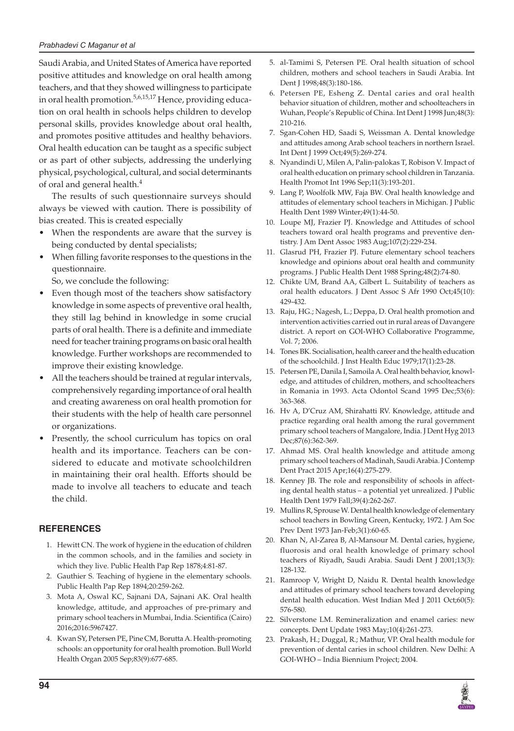Saudi Arabia, and United States of America have reported positive attitudes and knowledge on oral health among teachers, and that they showed willingness to participate in oral health promotion.[5,6,15,17] Hence, providing education on oral health in schools helps children to develop personal skills, provides knowledge about oral health, and promotes positive attitudes and healthy behaviors. Oral health education can be taught as a specific subject or as part of other subjects, addressing the underlying physical, psychological, cultural, and social determinants of oral and general health.[4]

The results of such questionnaire surveys should always be viewed with caution. There is possibility of bias created. This is created especially

- When the respondents are aware that the survey is being conducted by dental specialists;
- When filling favorite responses to the questions in the questionnaire.

So, we conclude the following:

- Even though most of the teachers show satisfactory knowledge in some aspects of preventive oral health, they still lag behind in knowledge in some crucial parts of oral health. There is a definite and immediate need for teacher training programs on basic oral health knowledge. Further workshops are recommended to improve their existing knowledge.
- All the teachers should be trained at regular intervals, comprehensively regarding importance of oral health and creating awareness on oral health promotion for their students with the help of health care personnel or organizations.
- Presently, the school curriculum has topics on oral health and its importance. Teachers can be considered to educate and motivate schoolchildren in maintaining their oral health. Efforts should be made to involve all teachers to educate and teach the child.

## REFERENCES

1. Hewitt CN. The work of hygiene in the education of children in the common schools, and in the families and society in which they live. Public Health Pap Rep 1878;4:81-87.
2. Gauthier S. Teaching of hygiene in the elementary schools. Public Health Pap Rep 1894;20:259-262.
3. Mota A, Oswal KC, Sajnani DA, Sajnani AK. Oral health knowledge, attitude, and approaches of pre-primary and primary school teachers in Mumbai, India. Scientifica (Cairo) 2016;2016:5967427.
4. Kwan SY, Petersen PE, Pine CM, Borutta A. Health-promoting schools: an opportunity for oral health promotion. Bull World Health Organ 2005 Sep;83(9):677-685.
5. al-Tamimi S, Petersen PE. Oral health situation of school children, mothers and school teachers in Saudi Arabia. Int Dent J 1998;48(3):180-186.
6. Petersen PE, Esheng Z. Dental caries and oral health behavior situation of children, mother and schoolteachers in Wuhan, People's Republic of China. Int Dent J 1998 Jun;48(3): 210-216.
7. Sgan-Cohen HD, Saadi S, Weissman A. Dental knowledge and attitudes among Arab school teachers in northern Israel. Int Dent J 1999 Oct;49(5):269-274.
8. Nyandindi U, Milen A, Palin-palokas T, Robison V. Impact of oral health education on primary school children in Tanzania. Health Promot Int 1996 Sep;11(3):193-201.
9. Lang P, Woolfolk MW, Faja BW. Oral health knowledge and attitudes of elementary school teachers in Michigan. J Public Health Dent 1989 Winter;49(1):44-50.
10. Loupe MJ, Frazier PJ. Knowledge and Attitudes of school teachers toward oral health programs and preventive dentistry. J Am Dent Assoc 1983 Aug;107(2):229-234.
11. Glasrud PH, Frazier PJ. Future elementary school teachers knowledge and opinions about oral health and community programs. J Public Health Dent 1988 Spring;48(2):74-80.
12. Chikte UM, Brand AA, Gilbert L. Suitability of teachers as oral health educators. J Dent Assoc S Afr 1990 Oct;45(10): 429-432.
13. Raju, HG.; Nagesh, L.; Deppa, D. Oral health promotion and intervention activities carried out in rural areas of Davangere district. A report on GOI-WHO Collaborative Programme, Vol. 7; 2006.
14. Tones BK. Socialisation, health career and the health education of the schoolchild. J Inst Health Educ 1979;17(1):23-28.
15. Petersen PE, Danila I, Samoila A. Oral health behavior, knowledge, and attitudes of children, mothers, and schoolteachers in Romania in 1993. Acta Odontol Scand 1995 Dec;53(6): 363-368.
16. Hv A, D'Cruz AM, Shirahatti RV. Knowledge, attitude and practice regarding oral health among the rural government primary school teachers of Mangalore, India. J Dent Hyg 2013 Dec;87(6):362-369.
17. Ahmad MS. Oral health knowledge and attitude among primary school teachers of Madinah, Saudi Arabia. J Contemp Dent Pract 2015 Apr;16(4):275-279.
18. Kenney JB. The role and responsibility of schools in affecting dental health status – a potential yet unrealized. J Public Health Dent 1979 Fall;39(4):262-267.
19. Mullins R, Sprouse W. Dental health knowledge of elementary school teachers in Bowling Green, Kentucky, 1972. J Am Soc Prev Dent 1973 Jan-Feb;3(1):60-65.
20. Khan N, Al-Zarea B, Al-Mansour M. Dental caries, hygiene, fluorosis and oral health knowledge of primary school teachers of Riyadh, Saudi Arabia. Saudi Dent J 2001;13(3): 128-132.
21. Ramroop V, Wright D, Naidu R. Dental health knowledge and attitudes of primary school teachers toward developing dental health education. West Indian Med J 2011 Oct;60(5): 576-580.
22. Silverstone LM. Remineralization and enamel caries: new concepts. Dent Update 1983 May;10(4):261-273.
23. Prakash, H.; Duggal, R.; Mathur, VP. Oral health module for prevention of dental caries in school children. New Delhi: A GOI-WHO – India Biennium Project; 2004.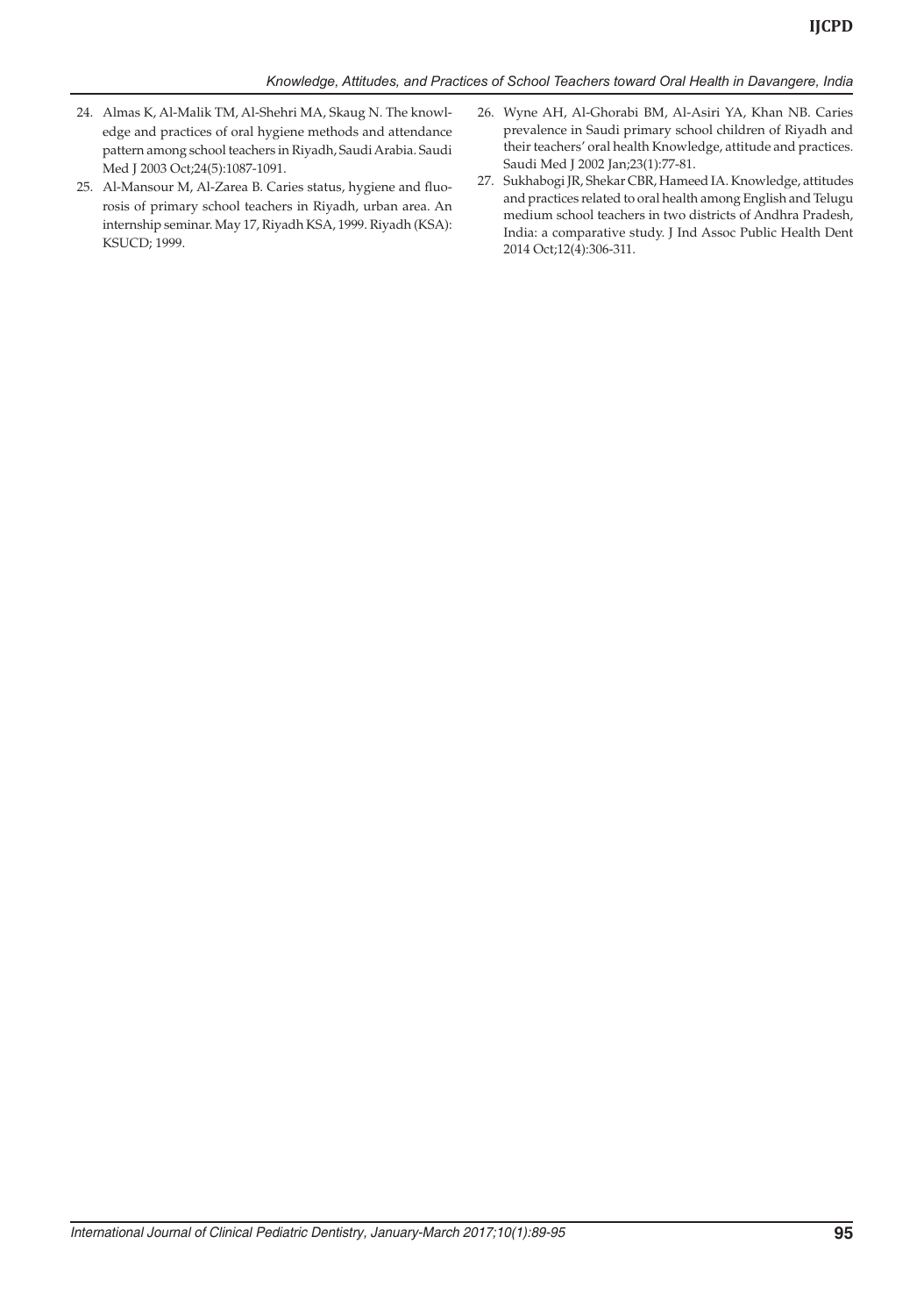24. Almas K, Al-Malik TM, Al-Shehri MA, Skaug N. The knowledge and practices of oral hygiene methods and attendance pattern among school teachers in Riyadh, Saudi Arabia. Saudi Med J 2003 Oct;24(5):1087-1091.
25. Al-Mansour M, Al-Zarea B. Caries status, hygiene and fluorosis of primary school teachers in Riyadh, urban area. An internship seminar. May 17, Riyadh KSA, 1999. Riyadh (KSA): KSUCD; 1999.
26. Wyne AH, Al-Ghorabi BM, Al-Asiri YA, Khan NB. Caries prevalence in Saudi primary school children of Riyadh and their teachers' oral health Knowledge, attitude and practices. Saudi Med J 2002 Jan;23(1):77-81.
27. Sukhabogi JR, Shekar CBR, Hameed IA. Knowledge, attitudes and practices related to oral health among English and Telugu medium school teachers in two districts of Andhra Pradesh, India: a comparative study. J Ind Assoc Public Health Dent 2014 Oct;12(4):306-311.